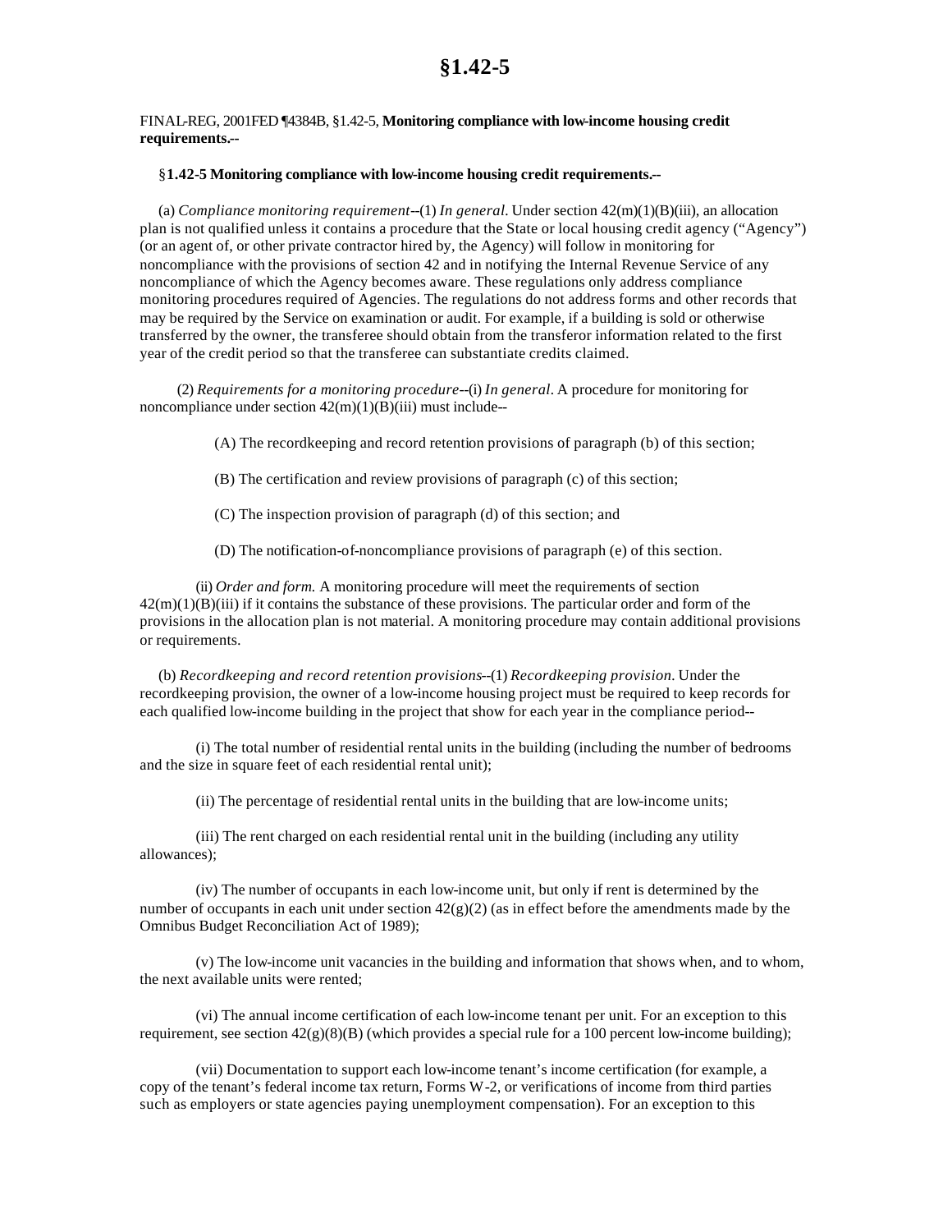# §1.42-5

FINAL-REG, 2001FED ¶4384B, §1.42-5, **Monitoring compliance with low-income housing credit requirements.--**

§**1.42-5 Monitoring compliance with low-income housing credit requirements.--**

(a) *Compliance monitoring requirement*--(1) *In general.* Under section 42(m)(1)(B)(iii), an allocation plan is not qualified unless it contains a procedure that the State or local housing credit agency ("Agency") (or an agent of, or other private contractor hired by, the Agency) will follow in monitoring for noncompliance with the provisions of section 42 and in notifying the Internal Revenue Service of any noncompliance of which the Agency becomes aware. These regulations only address compliance monitoring procedures required of Agencies. The regulations do not address forms and other records that may be required by the Service on examination or audit. For example, if a building is sold or otherwise transferred by the owner, the transferee should obtain from the transferor information related to the first year of the credit period so that the transferee can substantiate credits claimed.

(2) *Requirements for a monitoring procedure*--(i) *In general*. A procedure for monitoring for noncompliance under section 42(m)(1)(B)(iii) must include--

(A) The recordkeeping and record retention provisions of paragraph (b) of this section;

(B) The certification and review provisions of paragraph (c) of this section;

(C) The inspection provision of paragraph (d) of this section; and

(D) The notification-of-noncompliance provisions of paragraph (e) of this section.

(ii) *Order and form.* A monitoring procedure will meet the requirements of section 42(m)(1)(B)(iii) if it contains the substance of these provisions. The particular order and form of the provisions in the allocation plan is not material. A monitoring procedure may contain additional provisions or requirements.

(b) *Recordkeeping and record retention provisions*--(1) *Recordkeeping provision.* Under the recordkeeping provision, the owner of a low-income housing project must be required to keep records for each qualified low-income building in the project that show for each year in the compliance period--

(i) The total number of residential rental units in the building (including the number of bedrooms and the size in square feet of each residential rental unit);

(ii) The percentage of residential rental units in the building that are low-income units;

(iii) The rent charged on each residential rental unit in the building (including any utility allowances);

(iv) The number of occupants in each low-income unit, but only if rent is determined by the number of occupants in each unit under section 42(g)(2) (as in effect before the amendments made by the Omnibus Budget Reconciliation Act of 1989);

(v) The low-income unit vacancies in the building and information that shows when, and to whom, the next available units were rented;

(vi) The annual income certification of each low-income tenant per unit. For an exception to this requirement, see section 42(g)(8)(B) (which provides a special rule for a 100 percent low-income building);

(vii) Documentation to support each low-income tenant's income certification (for example, a copy of the tenant's federal income tax return, Forms W-2, or verifications of income from third parties such as employers or state agencies paying unemployment compensation). For an exception to this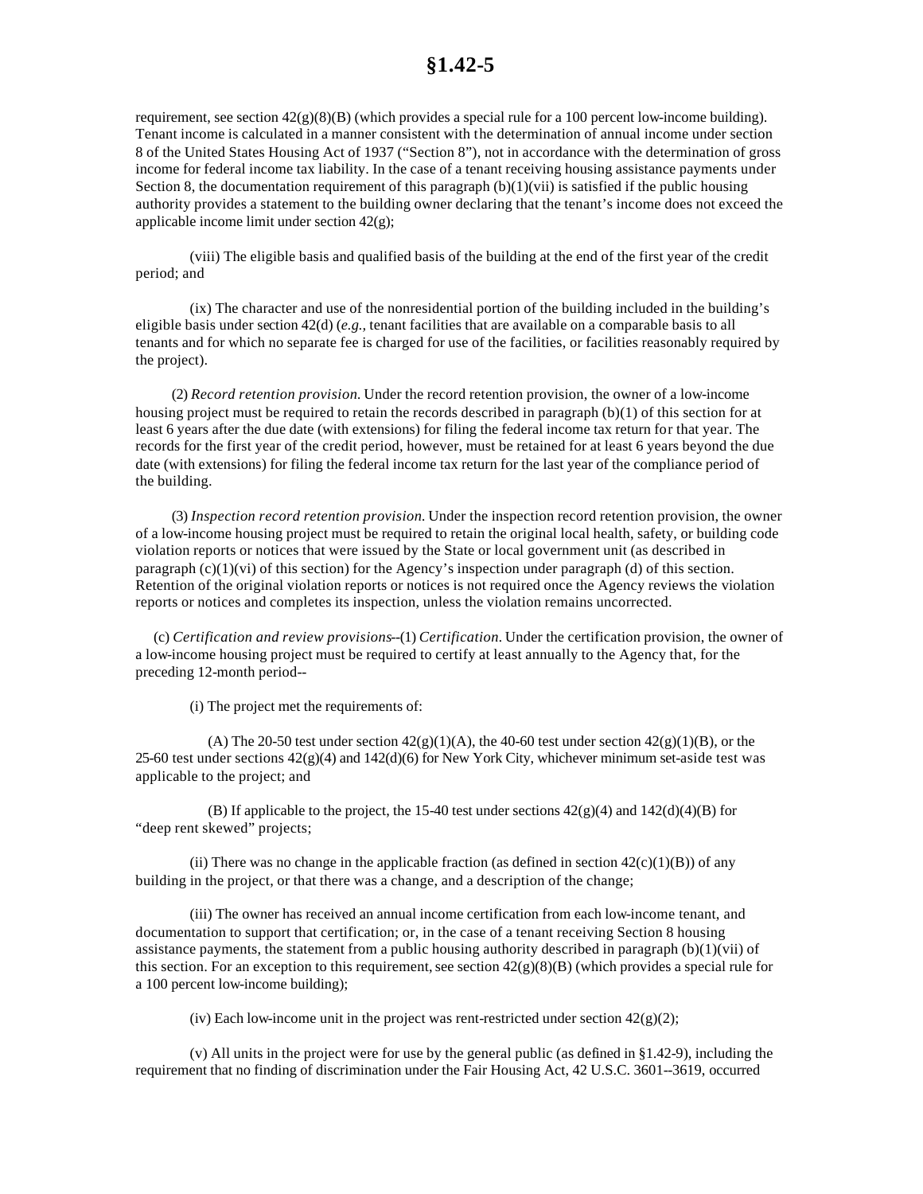requirement, see section 42(g)(8)(B) (which provides a special rule for a 100 percent low-income building). Tenant income is calculated in a manner consistent with the determination of annual income under section 8 of the United States Housing Act of 1937 ("Section 8"), not in accordance with the determination of gross income for federal income tax liability. In the case of a tenant receiving housing assistance payments under Section 8, the documentation requirement of this paragraph (b)(1)(vii) is satisfied if the public housing authority provides a statement to the building owner declaring that the tenant's income does not exceed the applicable income limit under section 42(g);

(viii) The eligible basis and qualified basis of the building at the end of the first year of the credit period; and

(ix) The character and use of the nonresidential portion of the building included in the building's eligible basis under section 42(d) (*e.g.,* tenant facilities that are available on a comparable basis to all tenants and for which no separate fee is charged for use of the facilities, or facilities reasonably required by the project).

(2) *Record retention provision.* Under the record retention provision, the owner of a low-income housing project must be required to retain the records described in paragraph (b)(1) of this section for at least 6 years after the due date (with extensions) for filing the federal income tax return for that year. The records for the first year of the credit period, however, must be retained for at least 6 years beyond the due date (with extensions) for filing the federal income tax return for the last year of the compliance period of the building.

(3) *Inspection record retention provision.* Under the inspection record retention provision, the owner of a low-income housing project must be required to retain the original local health, safety, or building code violation reports or notices that were issued by the State or local government unit (as described in paragraph (c)(1)(vi) of this section) for the Agency's inspection under paragraph (d) of this section. Retention of the original violation reports or notices is not required once the Agency reviews the violation reports or notices and completes its inspection, unless the violation remains uncorrected.

(c) *Certification and review provisions*--(1) *Certification.* Under the certification provision, the owner of a low-income housing project must be required to certify at least annually to the Agency that, for the preceding 12-month period--

(i) The project met the requirements of:

(A) The 20-50 test under section 42(g)(1)(A), the 40-60 test under section 42(g)(1)(B), or the 25-60 test under sections 42(g)(4) and 142(d)(6) for New York City, whichever minimum set-aside test was applicable to the project; and

(B) If applicable to the project, the 15-40 test under sections 42(g)(4) and 142(d)(4)(B) for "deep rent skewed" projects;

(ii) There was no change in the applicable fraction (as defined in section 42(c)(1)(B)) of any building in the project, or that there was a change, and a description of the change;

(iii) The owner has received an annual income certification from each low-income tenant, and documentation to support that certification; or, in the case of a tenant receiving Section 8 housing assistance payments, the statement from a public housing authority described in paragraph (b)(1)(vii) of this section. For an exception to this requirement, see section 42(g)(8)(B) (which provides a special rule for a 100 percent low-income building);

(iv) Each low-income unit in the project was rent-restricted under section 42(g)(2);

(v) All units in the project were for use by the general public (as defined in §1.42-9), including the requirement that no finding of discrimination under the Fair Housing Act, 42 U.S.C. 3601--3619, occurred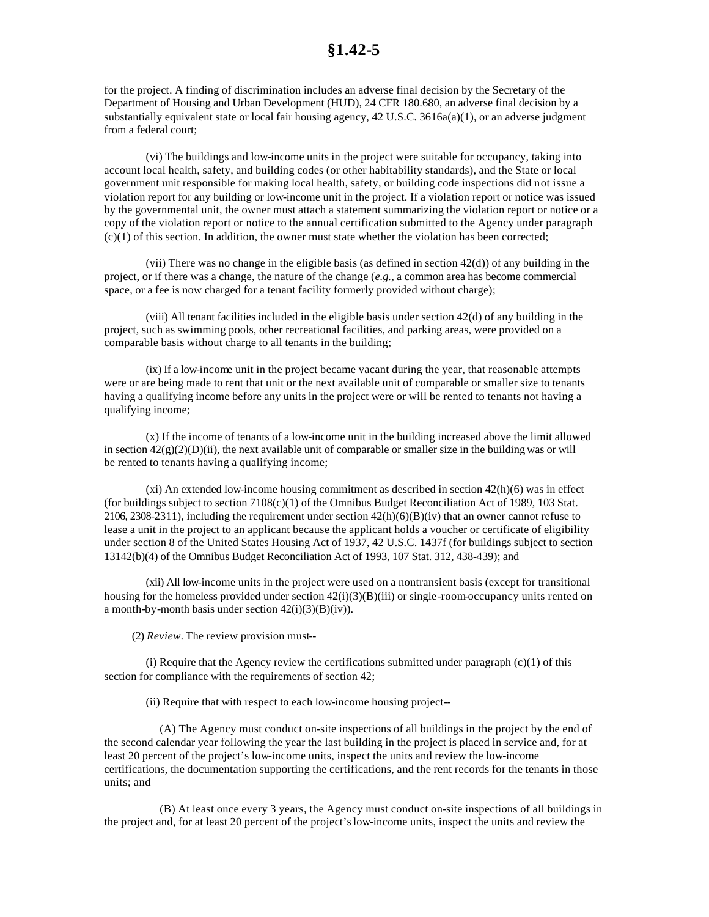for the project. A finding of discrimination includes an adverse final decision by the Secretary of the Department of Housing and Urban Development (HUD), 24 CFR 180.680, an adverse final decision by a substantially equivalent state or local fair housing agency, 42 U.S.C. 3616a(a)(1), or an adverse judgment from a federal court;

(vi) The buildings and low-income units in the project were suitable for occupancy, taking into account local health, safety, and building codes (or other habitability standards), and the State or local government unit responsible for making local health, safety, or building code inspections did not issue a violation report for any building or low-income unit in the project. If a violation report or notice was issued by the governmental unit, the owner must attach a statement summarizing the violation report or notice or a copy of the violation report or notice to the annual certification submitted to the Agency under paragraph (c)(1) of this section. In addition, the owner must state whether the violation has been corrected;

(vii) There was no change in the eligible basis (as defined in section 42(d)) of any building in the project, or if there was a change, the nature of the change (*e.g.*, a common area has become commercial space, or a fee is now charged for a tenant facility formerly provided without charge);

(viii) All tenant facilities included in the eligible basis under section 42(d) of any building in the project, such as swimming pools, other recreational facilities, and parking areas, were provided on a comparable basis without charge to all tenants in the building;

(ix) If a low-income unit in the project became vacant during the year, that reasonable attempts were or are being made to rent that unit or the next available unit of comparable or smaller size to tenants having a qualifying income before any units in the project were or will be rented to tenants not having a qualifying income;

(x) If the income of tenants of a low-income unit in the building increased above the limit allowed in section 42(g)(2)(D)(ii), the next available unit of comparable or smaller size in the building was or will be rented to tenants having a qualifying income;

(xi) An extended low-income housing commitment as described in section 42(h)(6) was in effect (for buildings subject to section 7108(c)(1) of the Omnibus Budget Reconciliation Act of 1989, 103 Stat. 2106, 2308-2311), including the requirement under section 42(h)(6)(B)(iv) that an owner cannot refuse to lease a unit in the project to an applicant because the applicant holds a voucher or certificate of eligibility under section 8 of the United States Housing Act of 1937, 42 U.S.C. 1437f (for buildings subject to section 13142(b)(4) of the Omnibus Budget Reconciliation Act of 1993, 107 Stat. 312, 438-439); and

(xii) All low-income units in the project were used on a nontransient basis (except for transitional housing for the homeless provided under section 42(i)(3)(B)(iii) or single-room-occupancy units rented on a month-by-month basis under section 42(i)(3)(B)(iv)).

(2) *Review*. The review provision must--

(i) Require that the Agency review the certifications submitted under paragraph (c)(1) of this section for compliance with the requirements of section 42;

(ii) Require that with respect to each low-income housing project--

(A) The Agency must conduct on-site inspections of all buildings in the project by the end of the second calendar year following the year the last building in the project is placed in service and, for at least 20 percent of the project's low-income units, inspect the units and review the low-income certifications, the documentation supporting the certifications, and the rent records for the tenants in those units; and

(B) At least once every 3 years, the Agency must conduct on-site inspections of all buildings in the project and, for at least 20 percent of the project's low-income units, inspect the units and review the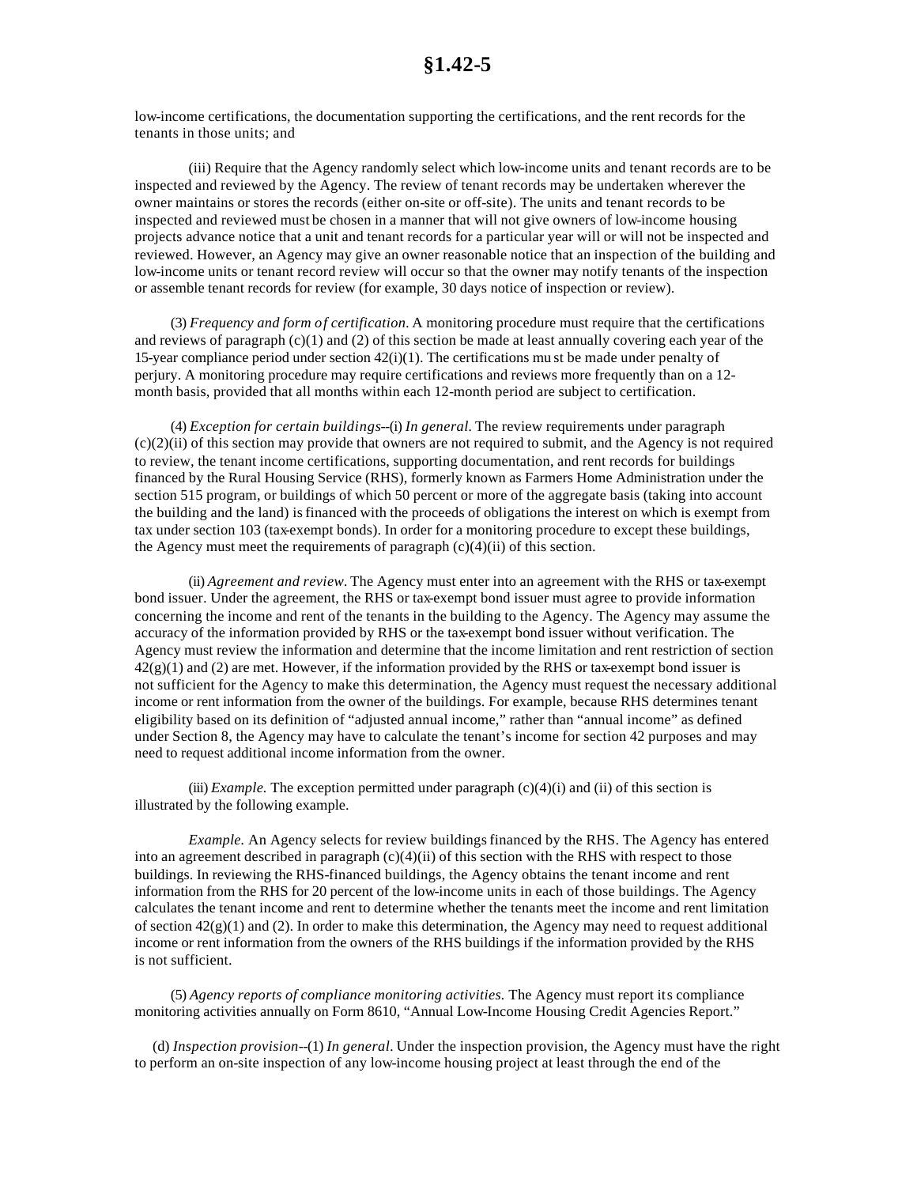low-income certifications, the documentation supporting the certifications, and the rent records for the tenants in those units; and

(iii) Require that the Agency randomly select which low-income units and tenant records are to be inspected and reviewed by the Agency. The review of tenant records may be undertaken wherever the owner maintains or stores the records (either on-site or off-site). The units and tenant records to be inspected and reviewed must be chosen in a manner that will not give owners of low-income housing projects advance notice that a unit and tenant records for a particular year will or will not be inspected and reviewed. However, an Agency may give an owner reasonable notice that an inspection of the building and low-income units or tenant record review will occur so that the owner may notify tenants of the inspection or assemble tenant records for review (for example, 30 days notice of inspection or review).

(3) *Frequency and form of certification*. A monitoring procedure must require that the certifications and reviews of paragraph (c)(1) and (2) of this section be made at least annually covering each year of the 15-year compliance period under section 42(i)(1). The certifications must be made under penalty of perjury. A monitoring procedure may require certifications and reviews more frequently than on a 12-month basis, provided that all months within each 12-month period are subject to certification.

(4) *Exception for certain buildings*--(i) *In general*. The review requirements under paragraph (c)(2)(ii) of this section may provide that owners are not required to submit, and the Agency is not required to review, the tenant income certifications, supporting documentation, and rent records for buildings financed by the Rural Housing Service (RHS), formerly known as Farmers Home Administration under the section 515 program, or buildings of which 50 percent or more of the aggregate basis (taking into account the building and the land) is financed with the proceeds of obligations the interest on which is exempt from tax under section 103 (tax-exempt bonds). In order for a monitoring procedure to except these buildings, the Agency must meet the requirements of paragraph (c)(4)(ii) of this section.

(ii) *Agreement and review*. The Agency must enter into an agreement with the RHS or tax-exempt bond issuer. Under the agreement, the RHS or tax-exempt bond issuer must agree to provide information concerning the income and rent of the tenants in the building to the Agency. The Agency may assume the accuracy of the information provided by RHS or the tax-exempt bond issuer without verification. The Agency must review the information and determine that the income limitation and rent restriction of section 42(g)(1) and (2) are met. However, if the information provided by the RHS or tax-exempt bond issuer is not sufficient for the Agency to make this determination, the Agency must request the necessary additional income or rent information from the owner of the buildings. For example, because RHS determines tenant eligibility based on its definition of "adjusted annual income," rather than "annual income" as defined under Section 8, the Agency may have to calculate the tenant's income for section 42 purposes and may need to request additional income information from the owner.

(iii) *Example.* The exception permitted under paragraph (c)(4)(i) and (ii) of this section is illustrated by the following example.

*Example.* An Agency selects for review buildings financed by the RHS. The Agency has entered into an agreement described in paragraph (c)(4)(ii) of this section with the RHS with respect to those buildings. In reviewing the RHS-financed buildings, the Agency obtains the tenant income and rent information from the RHS for 20 percent of the low-income units in each of those buildings. The Agency calculates the tenant income and rent to determine whether the tenants meet the income and rent limitation of section 42(g)(1) and (2). In order to make this determination, the Agency may need to request additional income or rent information from the owners of the RHS buildings if the information provided by the RHS is not sufficient.

(5) *Agency reports of compliance monitoring activities.* The Agency must report its compliance monitoring activities annually on Form 8610, "Annual Low-Income Housing Credit Agencies Report."

(d) *Inspection provision*--(1) *In general*. Under the inspection provision, the Agency must have the right to perform an on-site inspection of any low-income housing project at least through the end of the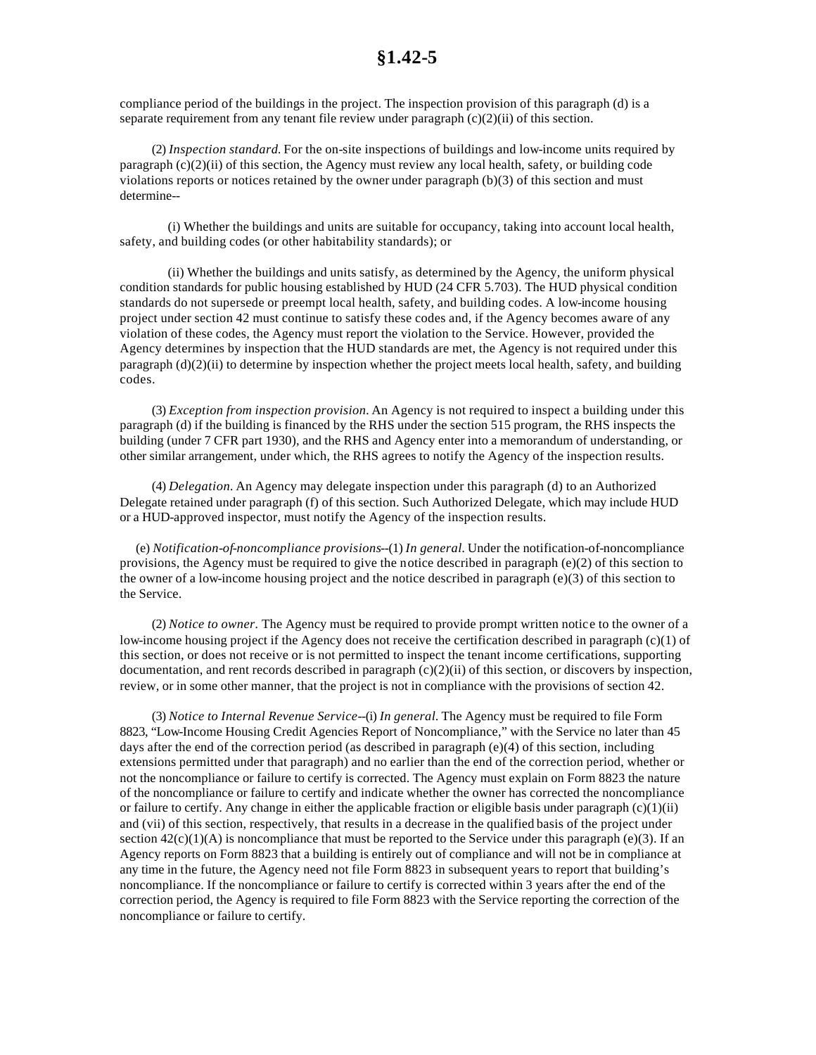compliance period of the buildings in the project. The inspection provision of this paragraph (d) is a separate requirement from any tenant file review under paragraph (c)(2)(ii) of this section.

(2) *Inspection standard.* For the on-site inspections of buildings and low-income units required by paragraph (c)(2)(ii) of this section, the Agency must review any local health, safety, or building code violations reports or notices retained by the owner under paragraph (b)(3) of this section and must determine--

(i) Whether the buildings and units are suitable for occupancy, taking into account local health, safety, and building codes (or other habitability standards); or

(ii) Whether the buildings and units satisfy, as determined by the Agency, the uniform physical condition standards for public housing established by HUD (24 CFR 5.703). The HUD physical condition standards do not supersede or preempt local health, safety, and building codes. A low-income housing project under section 42 must continue to satisfy these codes and, if the Agency becomes aware of any violation of these codes, the Agency must report the violation to the Service. However, provided the Agency determines by inspection that the HUD standards are met, the Agency is not required under this paragraph (d)(2)(ii) to determine by inspection whether the project meets local health, safety, and building codes.

(3) *Exception from inspection provision.* An Agency is not required to inspect a building under this paragraph (d) if the building is financed by the RHS under the section 515 program, the RHS inspects the building (under 7 CFR part 1930), and the RHS and Agency enter into a memorandum of understanding, or other similar arrangement, under which, the RHS agrees to notify the Agency of the inspection results.

(4) *Delegation.* An Agency may delegate inspection under this paragraph (d) to an Authorized Delegate retained under paragraph (f) of this section. Such Authorized Delegate, which may include HUD or a HUD-approved inspector, must notify the Agency of the inspection results.

(e) *Notification-of-noncompliance provisions*--(1) *In general.* Under the notification-of-noncompliance provisions, the Agency must be required to give the notice described in paragraph (e)(2) of this section to the owner of a low-income housing project and the notice described in paragraph (e)(3) of this section to the Service.

(2) *Notice to owner.* The Agency must be required to provide prompt written notice to the owner of a low-income housing project if the Agency does not receive the certification described in paragraph (c)(1) of this section, or does not receive or is not permitted to inspect the tenant income certifications, supporting documentation, and rent records described in paragraph (c)(2)(ii) of this section, or discovers by inspection, review, or in some other manner, that the project is not in compliance with the provisions of section 42.

(3) *Notice to Internal Revenue Service*--(i) *In general.* The Agency must be required to file Form 8823, "Low-Income Housing Credit Agencies Report of Noncompliance," with the Service no later than 45 days after the end of the correction period (as described in paragraph (e)(4) of this section, including extensions permitted under that paragraph) and no earlier than the end of the correction period, whether or not the noncompliance or failure to certify is corrected. The Agency must explain on Form 8823 the nature of the noncompliance or failure to certify and indicate whether the owner has corrected the noncompliance or failure to certify. Any change in either the applicable fraction or eligible basis under paragraph (c)(1)(ii) and (vii) of this section, respectively, that results in a decrease in the qualified basis of the project under section 42(c)(1)(A) is noncompliance that must be reported to the Service under this paragraph (e)(3). If an Agency reports on Form 8823 that a building is entirely out of compliance and will not be in compliance at any time in the future, the Agency need not file Form 8823 in subsequent years to report that building's noncompliance. If the noncompliance or failure to certify is corrected within 3 years after the end of the correction period, the Agency is required to file Form 8823 with the Service reporting the correction of the noncompliance or failure to certify.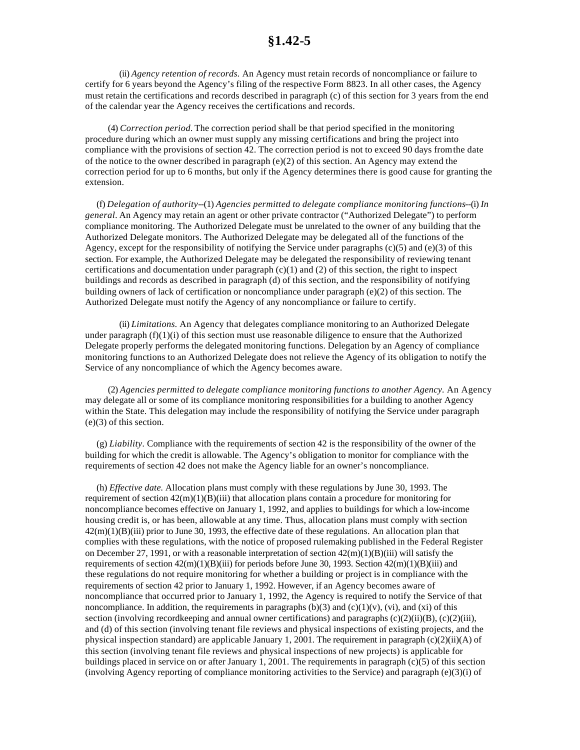(ii) *Agency retention of records.* An Agency must retain records of noncompliance or failure to certify for 6 years beyond the Agency's filing of the respective Form 8823. In all other cases, the Agency must retain the certifications and records described in paragraph (c) of this section for 3 years from the end of the calendar year the Agency receives the certifications and records.

(4) *Correction period.* The correction period shall be that period specified in the monitoring procedure during which an owner must supply any missing certifications and bring the project into compliance with the provisions of section 42. The correction period is not to exceed 90 days from the date of the notice to the owner described in paragraph (e)(2) of this section. An Agency may extend the correction period for up to 6 months, but only if the Agency determines there is good cause for granting the extension.

(f) *Delegation of authority*--(1) *Agencies permitted to delegate compliance monitoring functions*--(i) *In general*. An Agency may retain an agent or other private contractor ("Authorized Delegate") to perform compliance monitoring. The Authorized Delegate must be unrelated to the owner of any building that the Authorized Delegate monitors. The Authorized Delegate may be delegated all of the functions of the Agency, except for the responsibility of notifying the Service under paragraphs (c)(5) and (e)(3) of this section. For example, the Authorized Delegate may be delegated the responsibility of reviewing tenant certifications and documentation under paragraph (c)(1) and (2) of this section, the right to inspect buildings and records as described in paragraph (d) of this section, and the responsibility of notifying building owners of lack of certification or noncompliance under paragraph (e)(2) of this section. The Authorized Delegate must notify the Agency of any noncompliance or failure to certify.

(ii) *Limitations.* An Agency that delegates compliance monitoring to an Authorized Delegate under paragraph (f)(1)(i) of this section must use reasonable diligence to ensure that the Authorized Delegate properly performs the delegated monitoring functions. Delegation by an Agency of compliance monitoring functions to an Authorized Delegate does not relieve the Agency of its obligation to notify the Service of any noncompliance of which the Agency becomes aware.

(2) *Agencies permitted to delegate compliance monitoring functions to another Agency.* An Agency may delegate all or some of its compliance monitoring responsibilities for a building to another Agency within the State. This delegation may include the responsibility of notifying the Service under paragraph (e)(3) of this section.

(g) *Liability*. Compliance with the requirements of section 42 is the responsibility of the owner of the building for which the credit is allowable. The Agency's obligation to monitor for compliance with the requirements of section 42 does not make the Agency liable for an owner's noncompliance.

(h) *Effective date.* Allocation plans must comply with these regulations by June 30, 1993. The requirement of section 42(m)(1)(B)(iii) that allocation plans contain a procedure for monitoring for noncompliance becomes effective on January 1, 1992, and applies to buildings for which a low-income housing credit is, or has been, allowable at any time. Thus, allocation plans must comply with section 42(m)(1)(B)(iii) prior to June 30, 1993, the effective date of these regulations. An allocation plan that complies with these regulations, with the notice of proposed rulemaking published in the Federal Register on December 27, 1991, or with a reasonable interpretation of section 42(m)(1)(B)(iii) will satisfy the requirements of section 42(m)(1)(B)(iii) for periods before June 30, 1993. Section 42(m)(1)(B)(iii) and these regulations do not require monitoring for whether a building or project is in compliance with the requirements of section 42 prior to January 1, 1992. However, if an Agency becomes aware of noncompliance that occurred prior to January 1, 1992, the Agency is required to notify the Service of that noncompliance. In addition, the requirements in paragraphs (b)(3) and (c)(1)(v), (vi), and (xi) of this section (involving recordkeeping and annual owner certifications) and paragraphs (c)(2)(ii)(B), (c)(2)(iii), and (d) of this section (involving tenant file reviews and physical inspections of existing projects, and the physical inspection standard) are applicable January 1, 2001. The requirement in paragraph (c)(2)(ii)(A) of this section (involving tenant file reviews and physical inspections of new projects) is applicable for buildings placed in service on or after January 1, 2001. The requirements in paragraph (c)(5) of this section (involving Agency reporting of compliance monitoring activities to the Service) and paragraph (e)(3)(i) of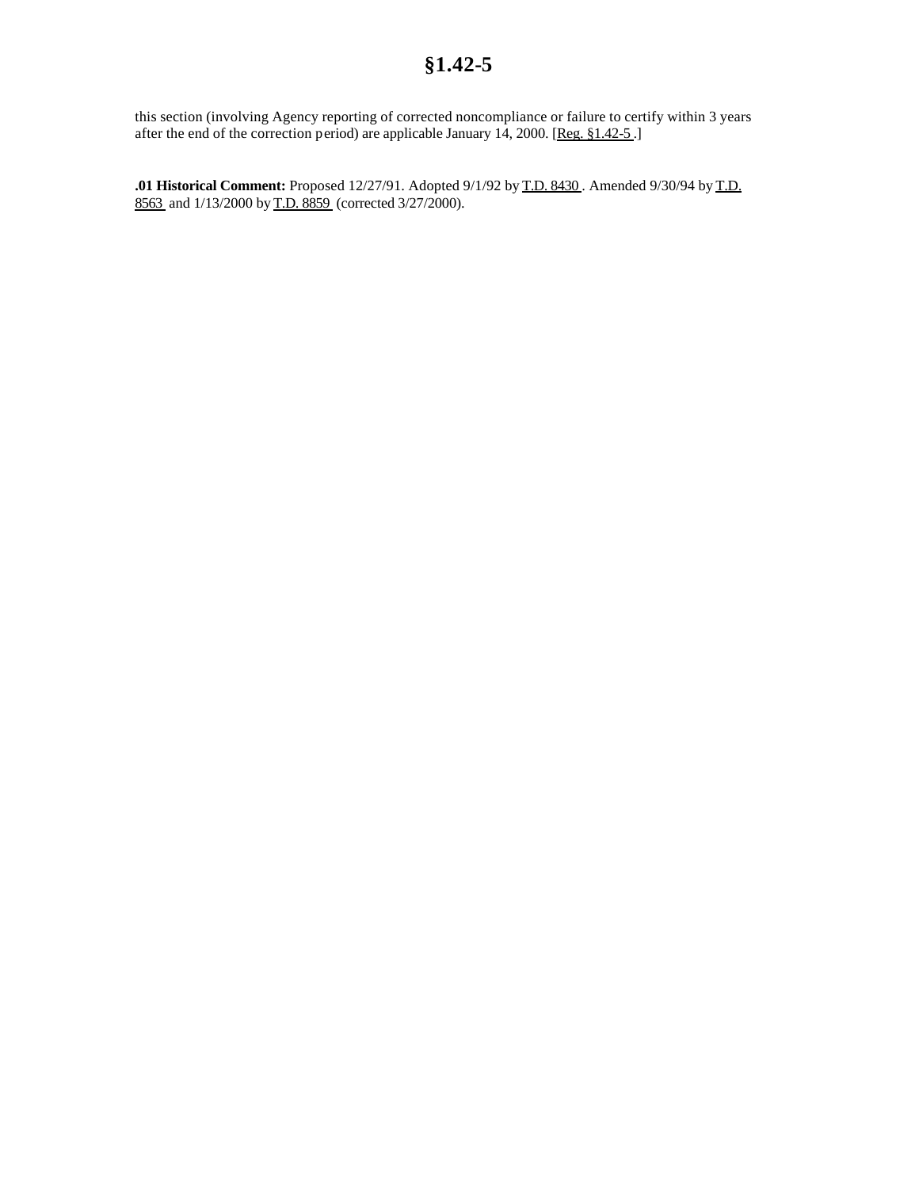this section (involving Agency reporting of corrected noncompliance or failure to certify within 3 years after the end of the correction period) are applicable January 14, 2000. [Reg. §1.42-5.]

**.01 Historical Comment:** Proposed 12/27/91. Adopted 9/1/92 by T.D. 8430. Amended 9/30/94 by T.D. 8563 and 1/13/2000 by T.D. 8859 (corrected 3/27/2000).